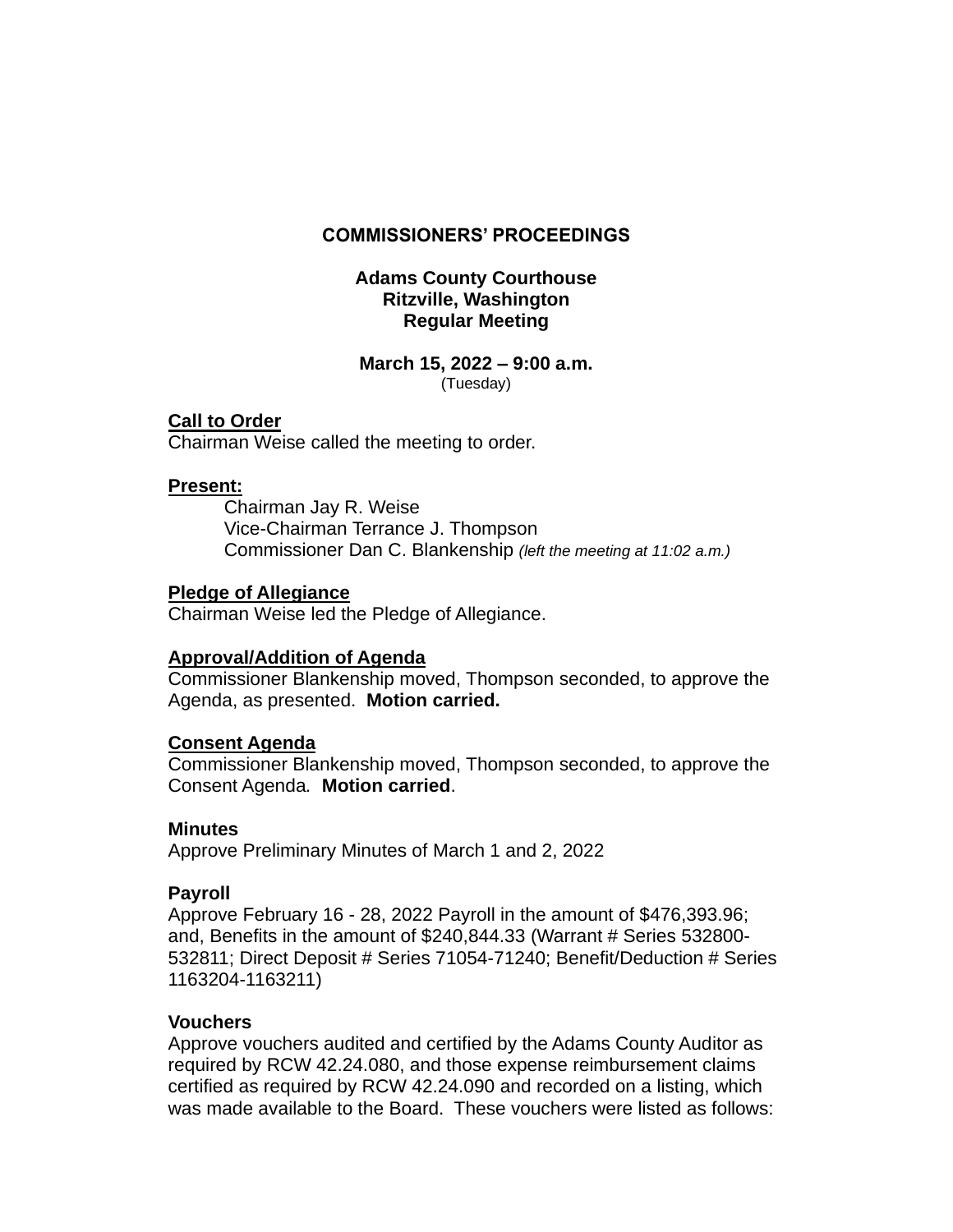# COMMISSIONERS' PROCEEDINGS

## Adams County Courthouse
## Ritzville, Washington
## Regular Meeting

**March 15, 2022 – 9:00 a.m.**
(Tuesday)

**Call to Order**
Chairman Weise called the meeting to order.

**Present:**

Chairman Jay R. Weise
Vice-Chairman Terrance J. Thompson
Commissioner Dan C. Blankenship *(left the meeting at 11:02 a.m.)*

**Pledge of Allegiance**
Chairman Weise led the Pledge of Allegiance.

**Approval/Addition of Agenda**
Commissioner Blankenship moved, Thompson seconded, to approve the Agenda, as presented. **Motion carried.**

**Consent Agenda**
Commissioner Blankenship moved, Thompson seconded, to approve the Consent Agenda. **Motion carried**.

**Minutes**
Approve Preliminary Minutes of March 1 and 2, 2022

**Payroll**
Approve February 16 - 28, 2022 Payroll in the amount of $476,393.96; and, Benefits in the amount of $240,844.33 (Warrant # Series 532800-532811; Direct Deposit # Series 71054-71240; Benefit/Deduction # Series 1163204-1163211)

**Vouchers**
Approve vouchers audited and certified by the Adams County Auditor as required by RCW 42.24.080, and those expense reimbursement claims certified as required by RCW 42.24.090 and recorded on a listing, which was made available to the Board. These vouchers were listed as follows: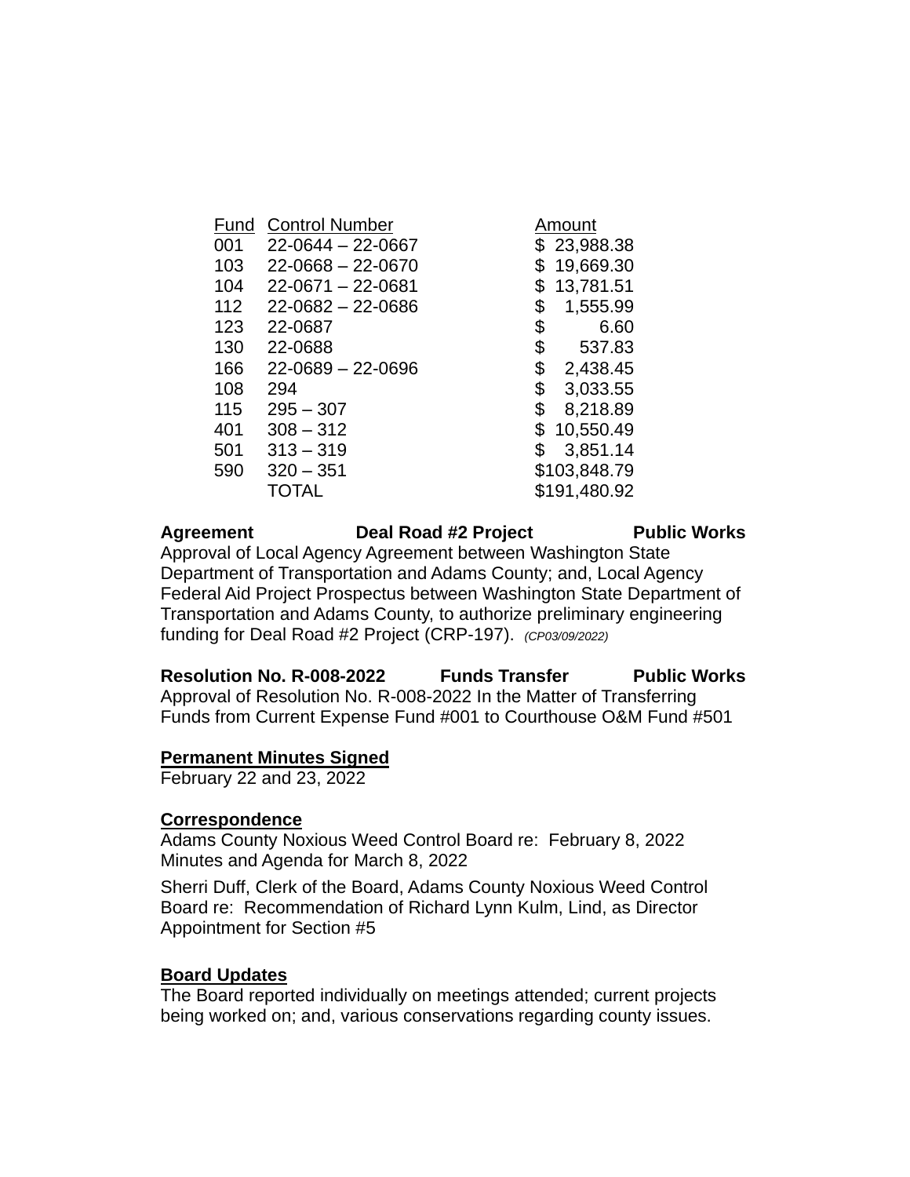| Fund | Control Number | Amount |
|---|---|---|
| 001 | 22-0644 – 22-0667 | $ 23,988.38 |
| 103 | 22-0668 – 22-0670 | $ 19,669.30 |
| 104 | 22-0671 – 22-0681 | $ 13,781.51 |
| 112 | 22-0682 – 22-0686 | $ 1,555.99 |
| 123 | 22-0687 | $ 6.60 |
| 130 | 22-0688 | $ 537.83 |
| 166 | 22-0689 – 22-0696 | $ 2,438.45 |
| 108 | 294 | $ 3,033.55 |
| 115 | 295 – 307 | $ 8,218.89 |
| 401 | 308 – 312 | $ 10,550.49 |
| 501 | 313 – 319 | $ 3,851.14 |
| 590 | 320 – 351 | $103,848.79 |
| | TOTAL | $191,480.92 |

**Agreement Deal Road #2 Project Public Works**
Approval of Local Agency Agreement between Washington State Department of Transportation and Adams County; and, Local Agency Federal Aid Project Prospectus between Washington State Department of Transportation and Adams County, to authorize preliminary engineering funding for Deal Road #2 Project (CRP-197). *(CP03/09/2022)*

**Resolution No. R-008-2022 Funds Transfer Public Works**
Approval of Resolution No. R-008-2022 In the Matter of Transferring Funds from Current Expense Fund #001 to Courthouse O&M Fund #501

**Permanent Minutes Signed**
February 22 and 23, 2022

**Correspondence**
Adams County Noxious Weed Control Board re: February 8, 2022 Minutes and Agenda for March 8, 2022

Sherri Duff, Clerk of the Board, Adams County Noxious Weed Control Board re: Recommendation of Richard Lynn Kulm, Lind, as Director Appointment for Section #5

**Board Updates**
The Board reported individually on meetings attended; current projects being worked on; and, various conservations regarding county issues.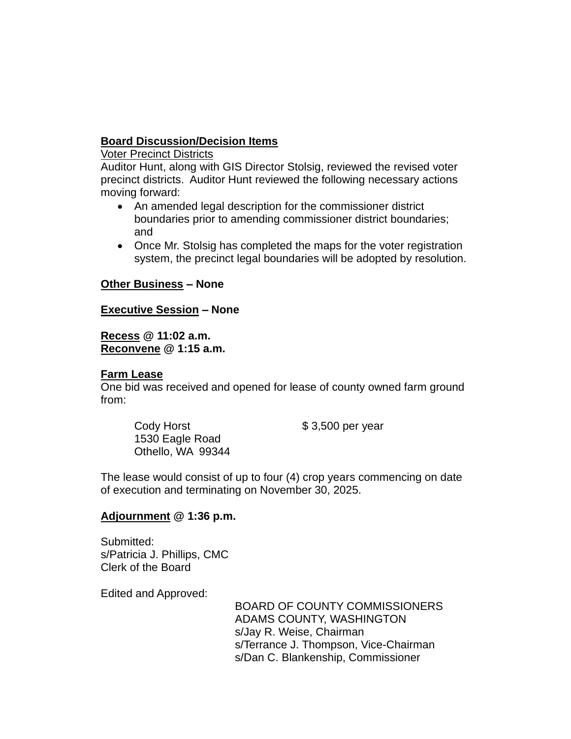**Board Discussion/Decision Items**

Voter Precinct Districts

Auditor Hunt, along with GIS Director Stolsig, reviewed the revised voter precinct districts. Auditor Hunt reviewed the following necessary actions moving forward:

- An amended legal description for the commissioner district boundaries prior to amending commissioner district boundaries; and
- Once Mr. Stolsig has completed the maps for the voter registration system, the precinct legal boundaries will be adopted by resolution.

**Other Business – None**

**Executive Session – None**

**Recess @ 11:02 a.m.**
**Reconvene @ 1:15 a.m.**

**Farm Lease**

One bid was received and opened for lease of county owned farm ground from:

Cody Horst — $ 3,500 per year
1530 Eagle Road
Othello, WA 99344

The lease would consist of up to four (4) crop years commencing on date of execution and terminating on November 30, 2025.

**Adjournment @ 1:36 p.m.**

Submitted:
s/Patricia J. Phillips, CMC
Clerk of the Board

Edited and Approved:

BOARD OF COUNTY COMMISSIONERS
ADAMS COUNTY, WASHINGTON
s/Jay R. Weise, Chairman
s/Terrance J. Thompson, Vice-Chairman
s/Dan C. Blankenship, Commissioner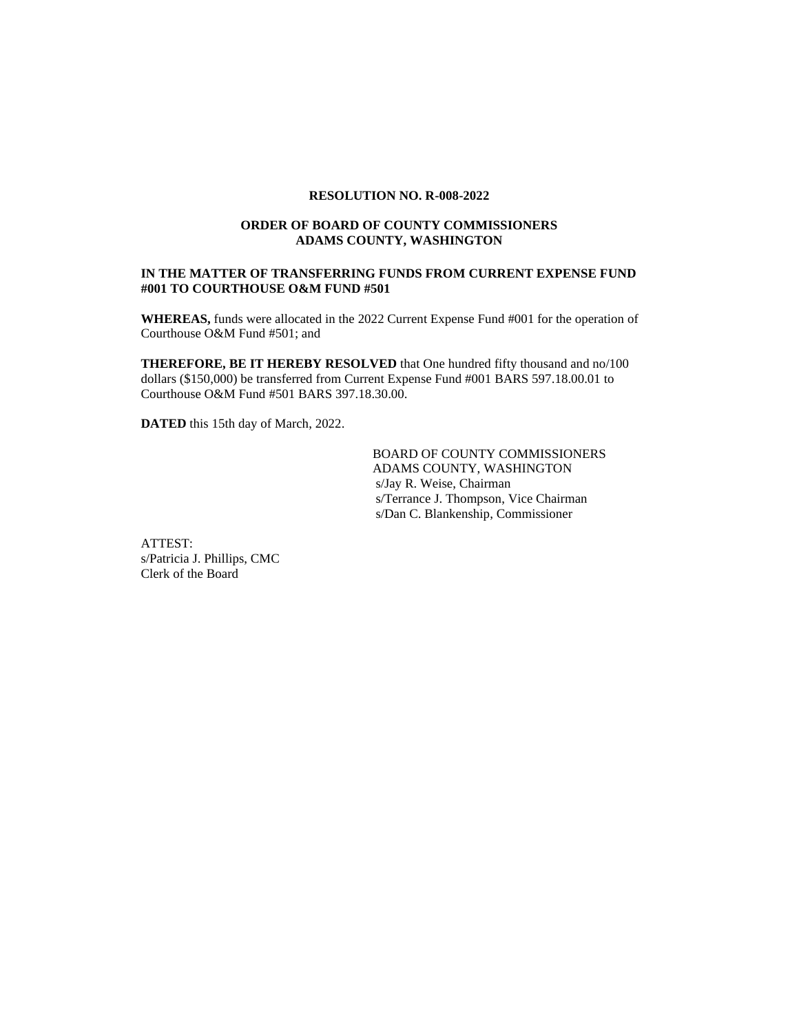**RESOLUTION NO. R-008-2022**

**ORDER OF BOARD OF COUNTY COMMISSIONERS**
**ADAMS COUNTY, WASHINGTON**

**IN THE MATTER OF TRANSFERRING FUNDS FROM CURRENT EXPENSE FUND #001 TO COURTHOUSE O&M FUND #501**

**WHEREAS,** funds were allocated in the 2022 Current Expense Fund #001 for the operation of Courthouse O&M Fund #501; and

**THEREFORE, BE IT HEREBY RESOLVED** that One hundred fifty thousand and no/100 dollars ($150,000) be transferred from Current Expense Fund #001 BARS 597.18.00.01 to Courthouse O&M Fund #501 BARS 397.18.30.00.

**DATED** this 15th day of March, 2022.

BOARD OF COUNTY COMMISSIONERS
ADAMS COUNTY, WASHINGTON
s/Jay R. Weise, Chairman
s/Terrance J. Thompson, Vice Chairman
s/Dan C. Blankenship, Commissioner

ATTEST:
s/Patricia J. Phillips, CMC
Clerk of the Board